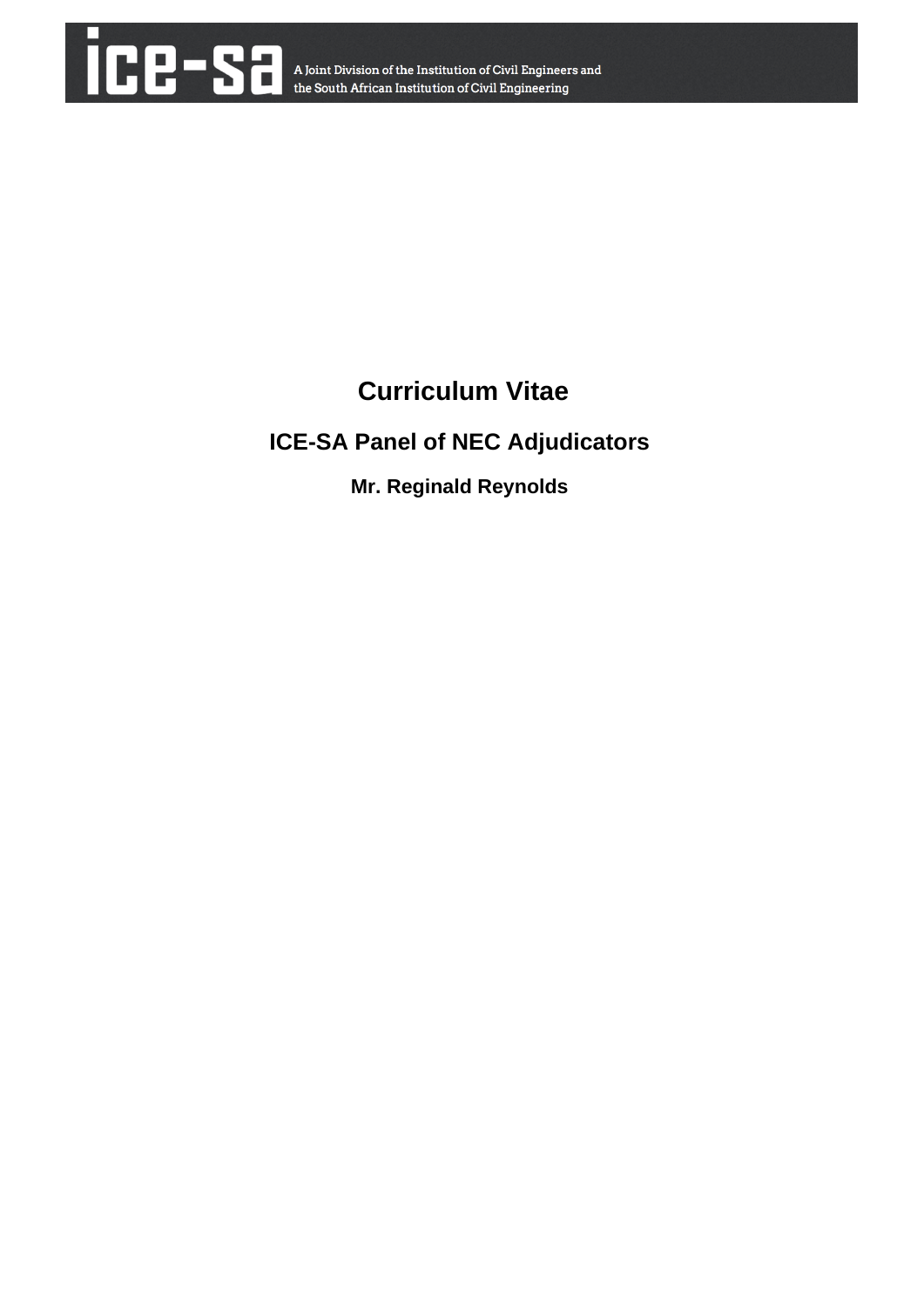ice-sa A Joint Division of the Institution of Civil Engineers and the South African Institution of Civil Engineering

# Curriculum Vitae

## ICE-SA Panel of NEC Adjudicators

### Mr. Reginald Reynolds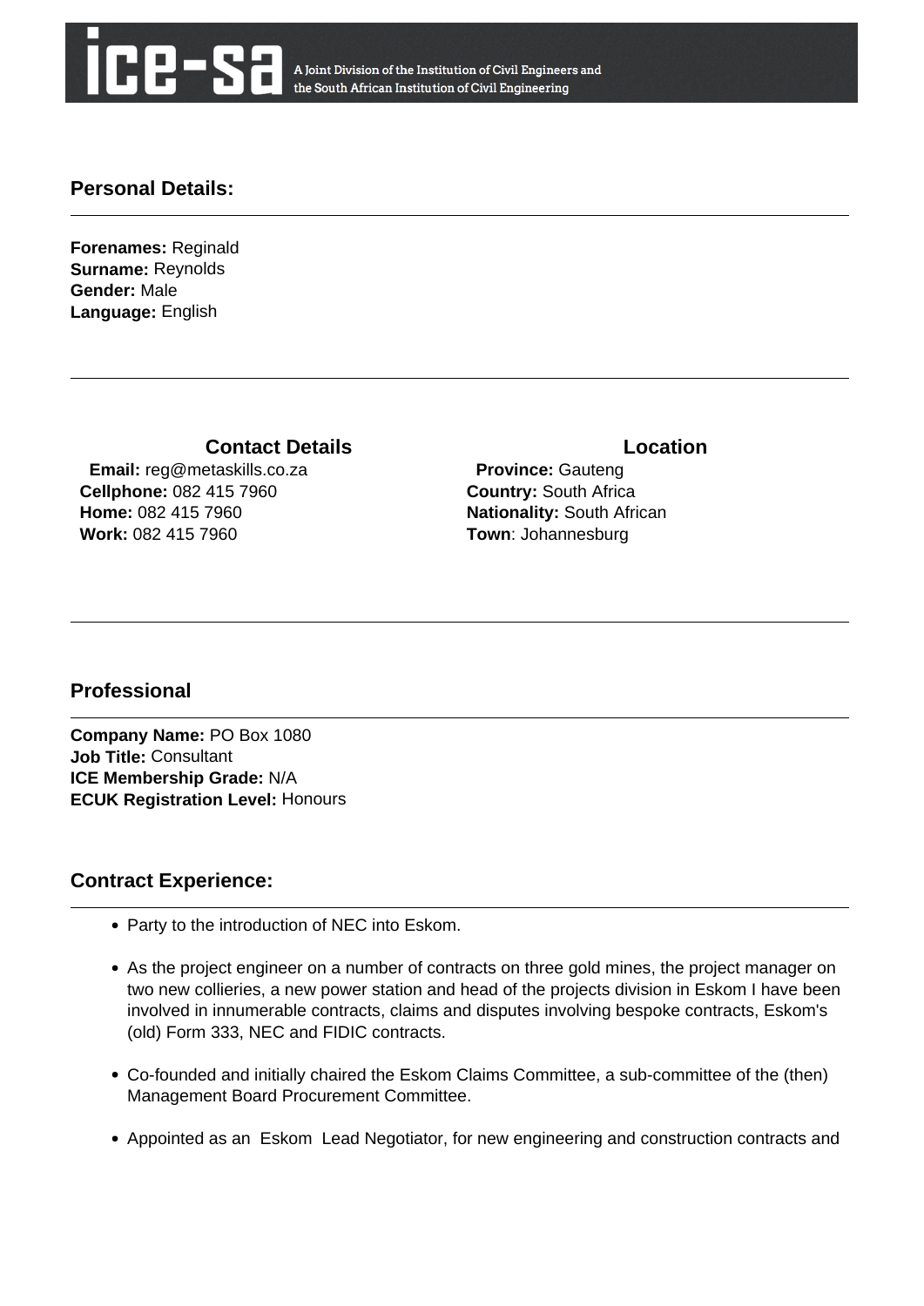## Personal Details:

**Forenames:** Reginald
**Surname:** Reynolds
**Gender:** Male
**Language:** English

### Contact Details

**Email:** reg@metaskills.co.za
**Cellphone:** 082 415 7960
**Home:** 082 415 7960
**Work:** 082 415 7960

### Location

**Province:** Gauteng
**Country:** South Africa
**Nationality:** South African
**Town**: Johannesburg

## Professional

**Company Name:** PO Box 1080
**Job Title:** Consultant
**ICE Membership Grade:** N/A
**ECUK Registration Level:** Honours

## Contract Experience:

- Party to the introduction of NEC into Eskom.
- As the project engineer on a number of contracts on three gold mines, the project manager on two new collieries, a new power station and head of the projects division in Eskom I have been involved in innumerable contracts, claims and disputes involving bespoke contracts, Eskom's (old) Form 333, NEC and FIDIC contracts.
- Co-founded and initially chaired the Eskom Claims Committee, a sub-committee of the (then) Management Board Procurement Committee.
- Appointed as an Eskom Lead Negotiator, for new engineering and construction contracts and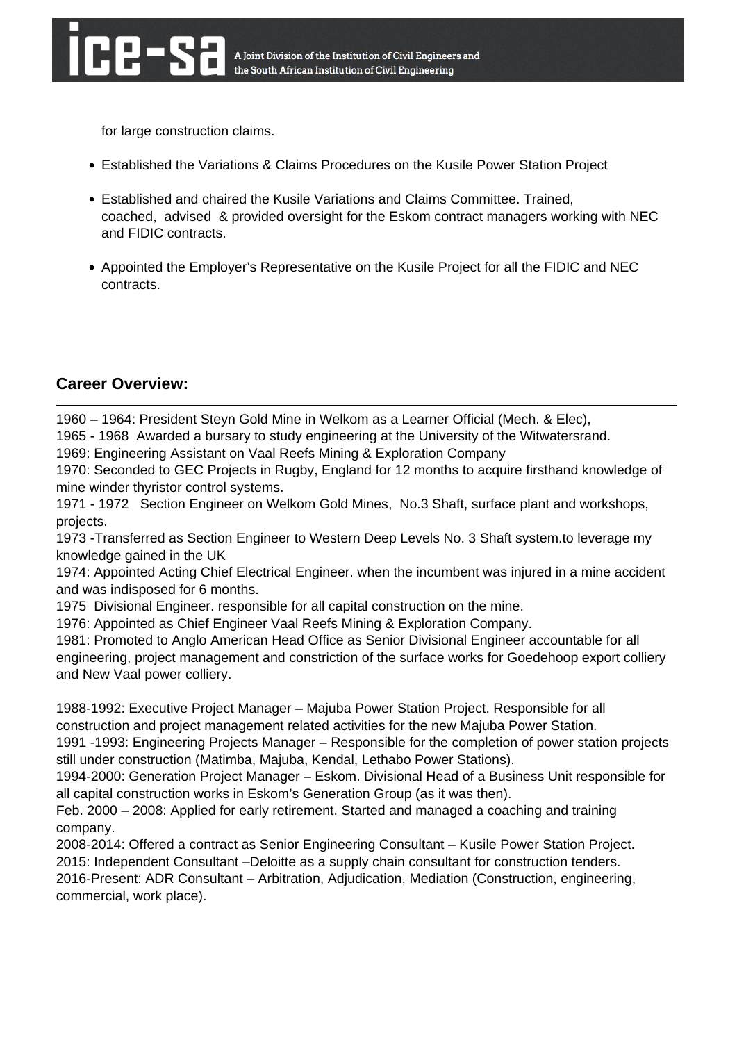for large construction claims.

- Established the Variations & Claims Procedures on the Kusile Power Station Project
- Established and chaired the Kusile Variations and Claims Committee. Trained, coached, advised & provided oversight for the Eskom contract managers working with NEC and FIDIC contracts.
- Appointed the Employer's Representative on the Kusile Project for all the FIDIC and NEC contracts.

## Career Overview:

---

1960 – 1964: President Steyn Gold Mine in Welkom as a Learner Official (Mech. & Elec),
1965 - 1968 Awarded a bursary to study engineering at the University of the Witwatersrand.
1969: Engineering Assistant on Vaal Reefs Mining & Exploration Company
1970: Seconded to GEC Projects in Rugby, England for 12 months to acquire firsthand knowledge of mine winder thyristor control systems.
1971 - 1972 Section Engineer on Welkom Gold Mines, No.3 Shaft, surface plant and workshops, projects.
1973 -Transferred as Section Engineer to Western Deep Levels No. 3 Shaft system.to leverage my knowledge gained in the UK
1974: Appointed Acting Chief Electrical Engineer. when the incumbent was injured in a mine accident and was indisposed for 6 months.
1975 Divisional Engineer. responsible for all capital construction on the mine.
1976: Appointed as Chief Engineer Vaal Reefs Mining & Exploration Company.
1981: Promoted to Anglo American Head Office as Senior Divisional Engineer accountable for all engineering, project management and constriction of the surface works for Goedehoop export colliery and New Vaal power colliery.

1988-1992: Executive Project Manager – Majuba Power Station Project. Responsible for all construction and project management related activities for the new Majuba Power Station.
1991 -1993: Engineering Projects Manager – Responsible for the completion of power station projects still under construction (Matimba, Majuba, Kendal, Lethabo Power Stations).
1994-2000: Generation Project Manager – Eskom. Divisional Head of a Business Unit responsible for all capital construction works in Eskom's Generation Group (as it was then).
Feb. 2000 – 2008: Applied for early retirement. Started and managed a coaching and training company.
2008-2014: Offered a contract as Senior Engineering Consultant – Kusile Power Station Project.
2015: Independent Consultant –Deloitte as a supply chain consultant for construction tenders.
2016-Present: ADR Consultant – Arbitration, Adjudication, Mediation (Construction, engineering, commercial, work place).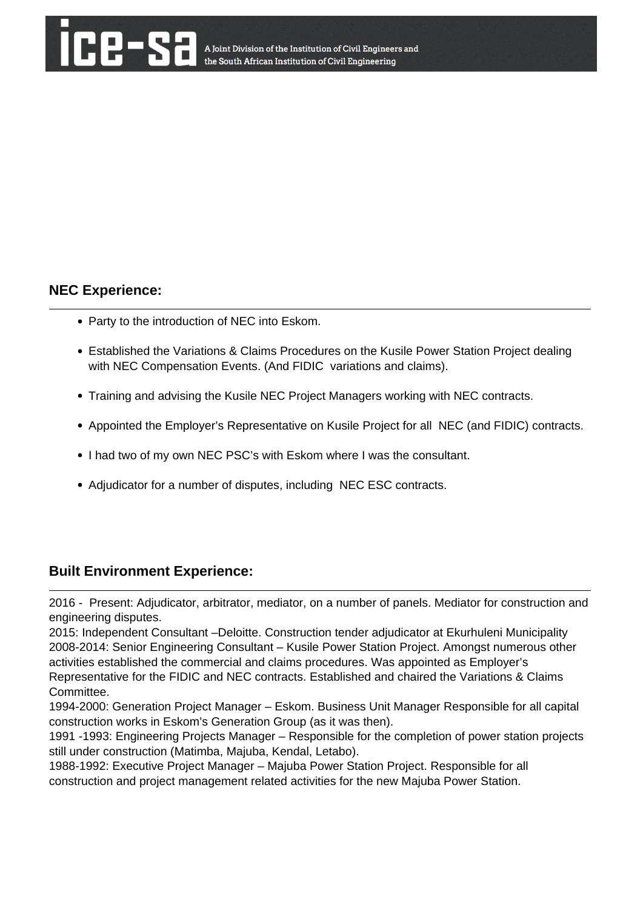## NEC Experience:

- Party to the introduction of NEC into Eskom.
- Established the Variations & Claims Procedures on the Kusile Power Station Project dealing with NEC Compensation Events. (And FIDIC variations and claims).
- Training and advising the Kusile NEC Project Managers working with NEC contracts.
- Appointed the Employer's Representative on Kusile Project for all NEC (and FIDIC) contracts.
- I had two of my own NEC PSC's with Eskom where I was the consultant.
- Adjudicator for a number of disputes, including NEC ESC contracts.

## Built Environment Experience:

2016 - Present: Adjudicator, arbitrator, mediator, on a number of panels. Mediator for construction and engineering disputes.
2015: Independent Consultant –Deloitte. Construction tender adjudicator at Ekurhuleni Municipality
2008-2014: Senior Engineering Consultant – Kusile Power Station Project. Amongst numerous other activities established the commercial and claims procedures. Was appointed as Employer's Representative for the FIDIC and NEC contracts. Established and chaired the Variations & Claims Committee.
1994-2000: Generation Project Manager – Eskom. Business Unit Manager Responsible for all capital construction works in Eskom's Generation Group (as it was then).
1991 -1993: Engineering Projects Manager – Responsible for the completion of power station projects still under construction (Matimba, Majuba, Kendal, Letabo).
1988-1992: Executive Project Manager – Majuba Power Station Project. Responsible for all construction and project management related activities for the new Majuba Power Station.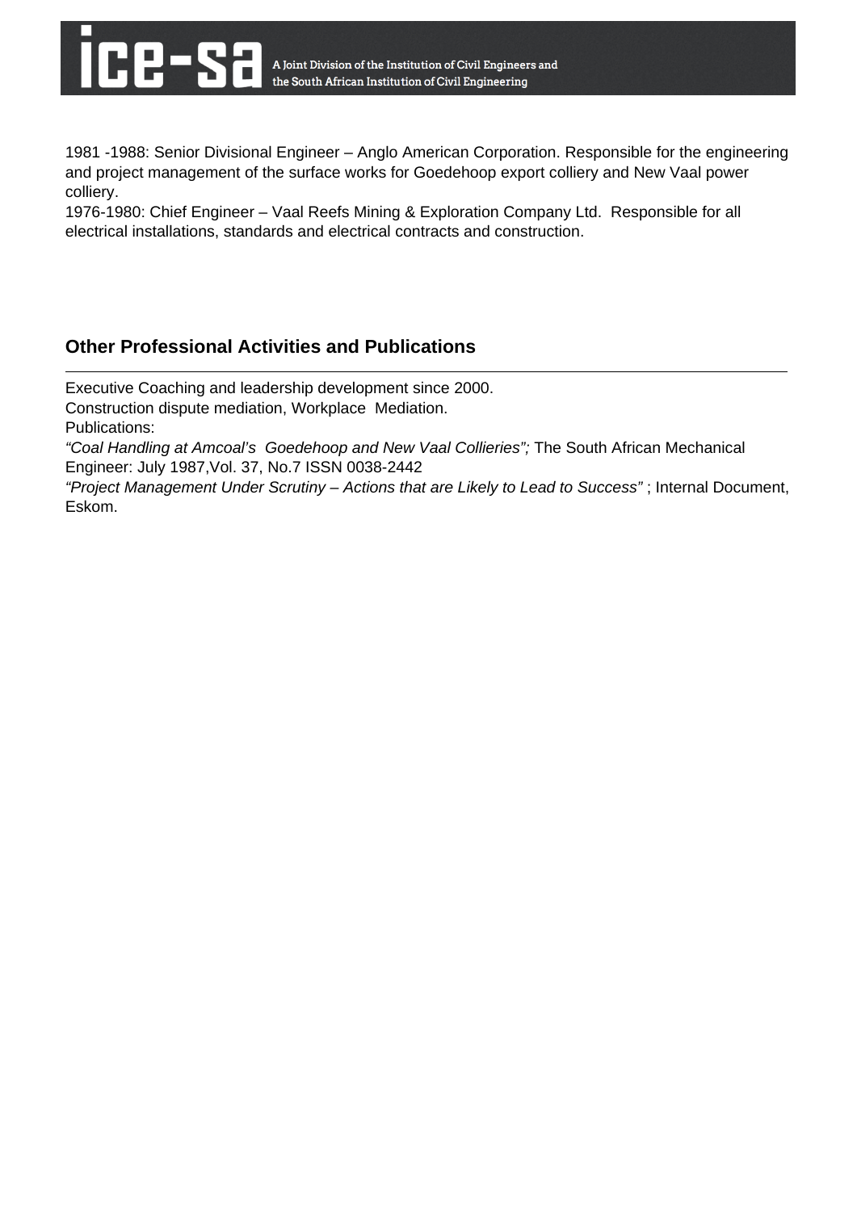1981 -1988: Senior Divisional Engineer – Anglo American Corporation. Responsible for the engineering and project management of the surface works for Goedehoop export colliery and New Vaal power colliery.
1976-1980: Chief Engineer – Vaal Reefs Mining & Exploration Company Ltd. Responsible for all electrical installations, standards and electrical contracts and construction.

## Other Professional Activities and Publications

Executive Coaching and leadership development since 2000.
Construction dispute mediation, Workplace Mediation.
Publications:
*"Coal Handling at Amcoal's Goedehoop and New Vaal Collieries";* The South African Mechanical Engineer: July 1987,Vol. 37, No.7 ISSN 0038-2442
*"Project Management Under Scrutiny – Actions that are Likely to Lead to Success"* ; Internal Document, Eskom.